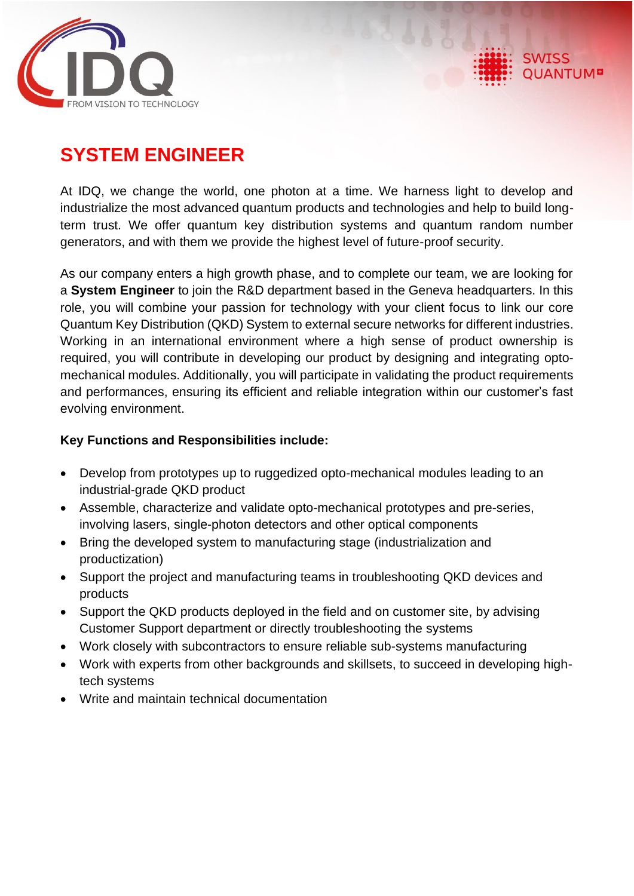# SYSTEM ENGINEER

At IDQ, we change the world, one photon at a time. We harness light to develop and industrialize the most advanced quantum products and technologies and help to build long-term trust. We offer quantum key distribution systems and quantum random number generators, and with them we provide the highest level of future-proof security.

As our company enters a high growth phase, and to complete our team, we are looking for a **System Engineer** to join the R&D department based in the Geneva headquarters. In this role, you will combine your passion for technology with your client focus to link our core Quantum Key Distribution (QKD) System to external secure networks for different industries. Working in an international environment where a high sense of product ownership is required, you will contribute in developing our product by designing and integrating opto-mechanical modules. Additionally, you will participate in validating the product requirements and performances, ensuring its efficient and reliable integration within our customer's fast evolving environment.

**Key Functions and Responsibilities include:**

- Develop from prototypes up to ruggedized opto-mechanical modules leading to an industrial-grade QKD product
- Assemble, characterize and validate opto-mechanical prototypes and pre-series, involving lasers, single-photon detectors and other optical components
- Bring the developed system to manufacturing stage (industrialization and productization)
- Support the project and manufacturing teams in troubleshooting QKD devices and products
- Support the QKD products deployed in the field and on customer site, by advising Customer Support department or directly troubleshooting the systems
- Work closely with subcontractors to ensure reliable sub-systems manufacturing
- Work with experts from other backgrounds and skillsets, to succeed in developing high-tech systems
- Write and maintain technical documentation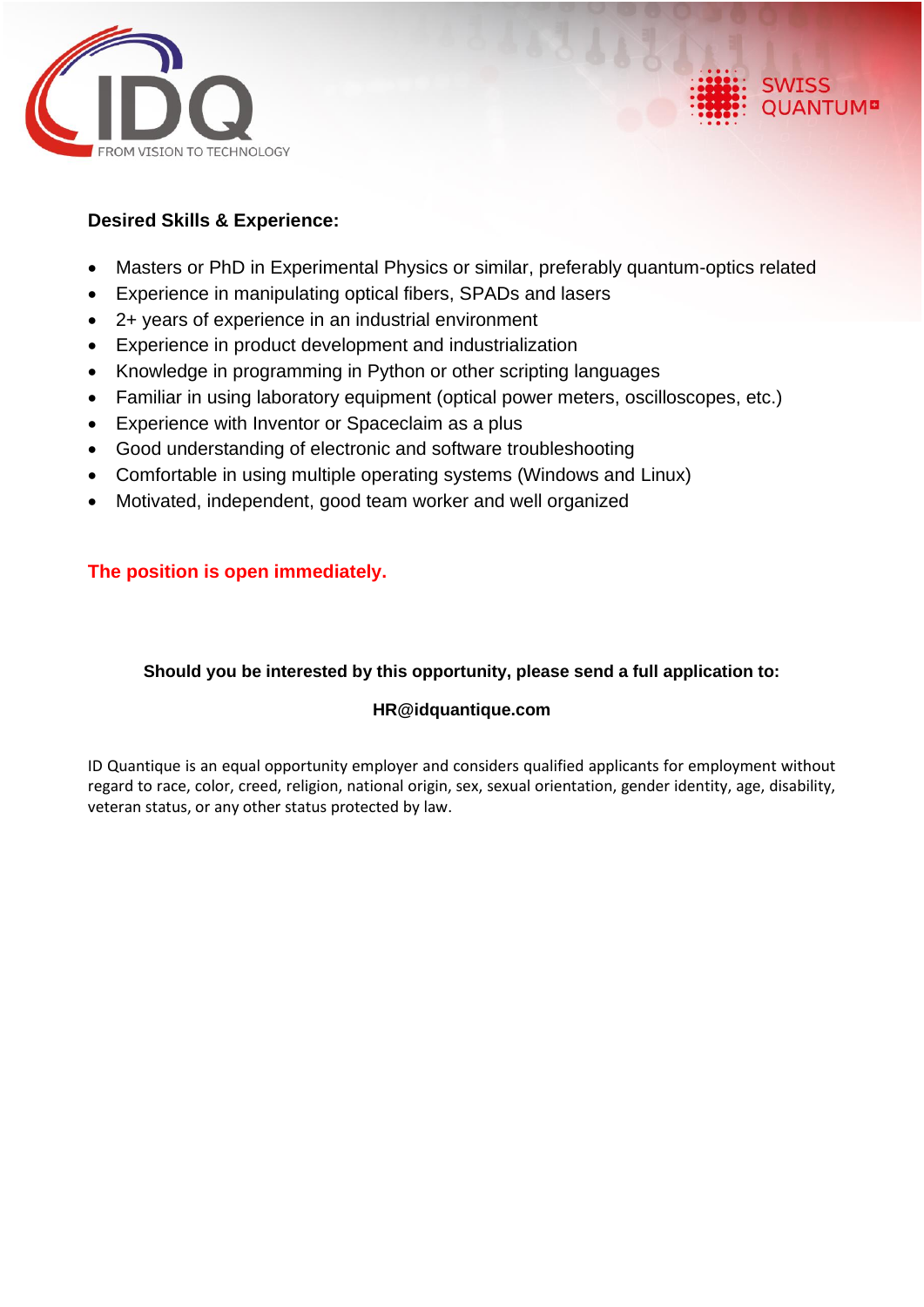**Desired Skills & Experience:**

- Masters or PhD in Experimental Physics or similar, preferably quantum-optics related
- Experience in manipulating optical fibers, SPADs and lasers
- 2+ years of experience in an industrial environment
- Experience in product development and industrialization
- Knowledge in programming in Python or other scripting languages
- Familiar in using laboratory equipment (optical power meters, oscilloscopes, etc.)
- Experience with Inventor or Spaceclaim as a plus
- Good understanding of electronic and software troubleshooting
- Comfortable in using multiple operating systems (Windows and Linux)
- Motivated, independent, good team worker and well organized

**The position is open immediately.**

**Should you be interested by this opportunity, please send a full application to:**

**HR@idquantique.com**

ID Quantique is an equal opportunity employer and considers qualified applicants for employment without regard to race, color, creed, religion, national origin, sex, sexual orientation, gender identity, age, disability, veteran status, or any other status protected by law.